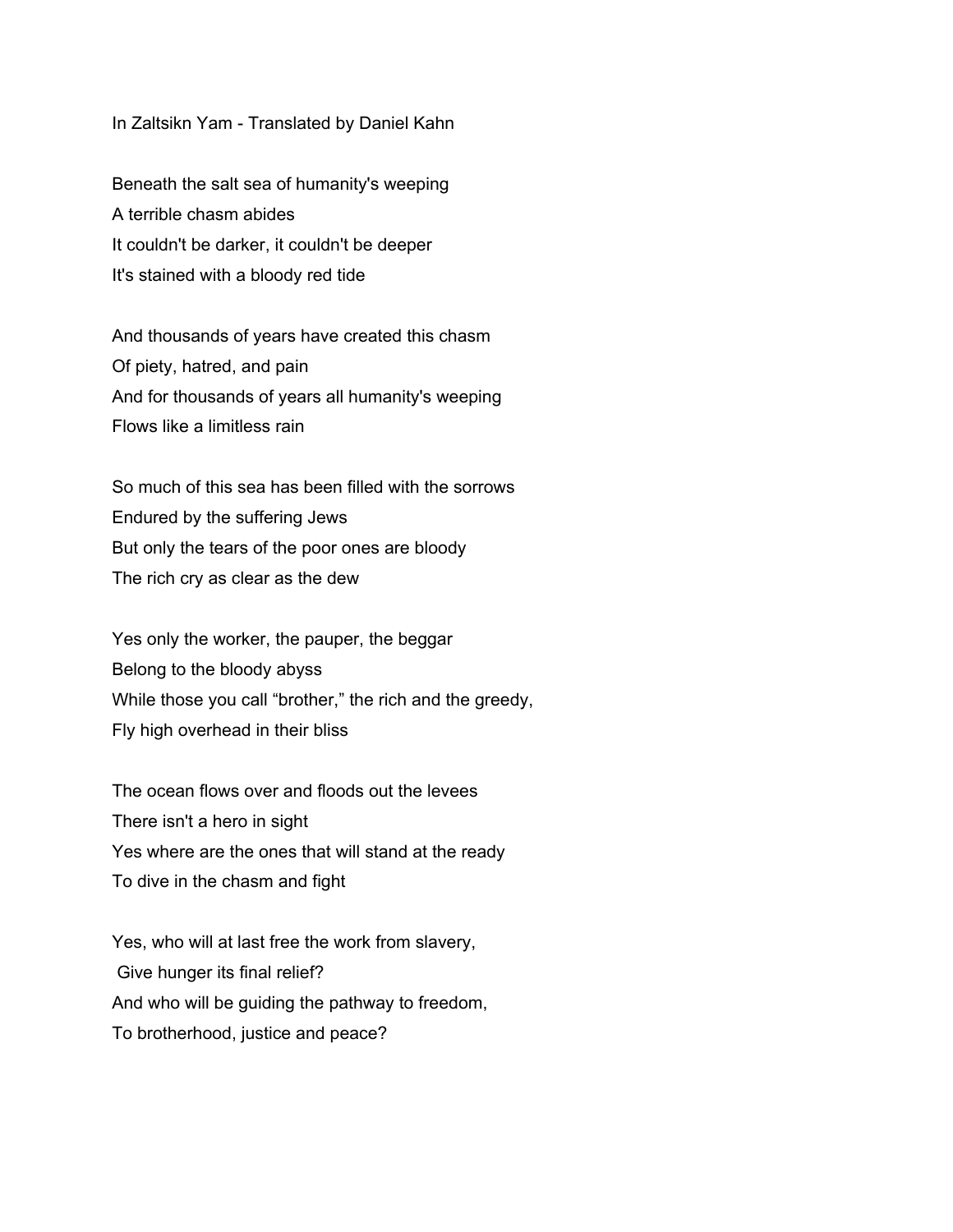In Zaltsikn Yam - Translated by Daniel Kahn

Beneath the salt sea of humanity's weeping
A terrible chasm abides
It couldn't be darker, it couldn't be deeper
It's stained with a bloody red tide

And thousands of years have created this chasm
Of piety, hatred, and pain
And for thousands of years all humanity's weeping
Flows like a limitless rain

So much of this sea has been filled with the sorrows
Endured by the suffering Jews
But only the tears of the poor ones are bloody
The rich cry as clear as the dew

Yes only the worker, the pauper, the beggar
Belong to the bloody abyss
While those you call “brother,” the rich and the greedy,
Fly high overhead in their bliss

The ocean flows over and floods out the levees
There isn't a hero in sight
Yes where are the ones that will stand at the ready
To dive in the chasm and fight

Yes, who will at last free the work from slavery,
Give hunger its final relief?
And who will be guiding the pathway to freedom,
To brotherhood, justice and peace?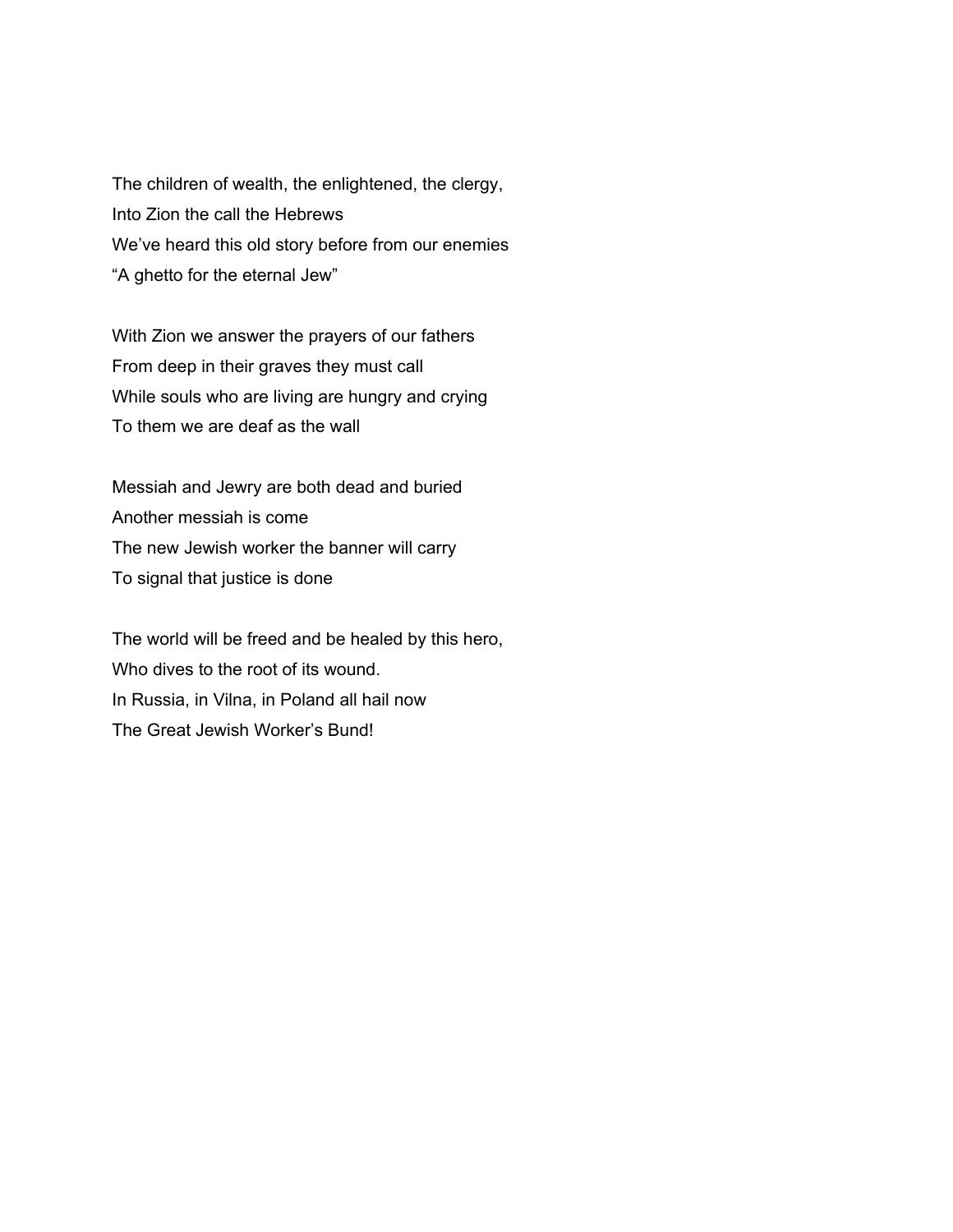The children of wealth, the enlightened, the clergy,
Into Zion the call the Hebrews
We’ve heard this old story before from our enemies
“A ghetto for the eternal Jew”

With Zion we answer the prayers of our fathers
From deep in their graves they must call
While souls who are living are hungry and crying
To them we are deaf as the wall

Messiah and Jewry are both dead and buried
Another messiah is come
The new Jewish worker the banner will carry
To signal that justice is done

The world will be freed and be healed by this hero,
Who dives to the root of its wound.
In Russia, in Vilna, in Poland all hail now
The Great Jewish Worker’s Bund!